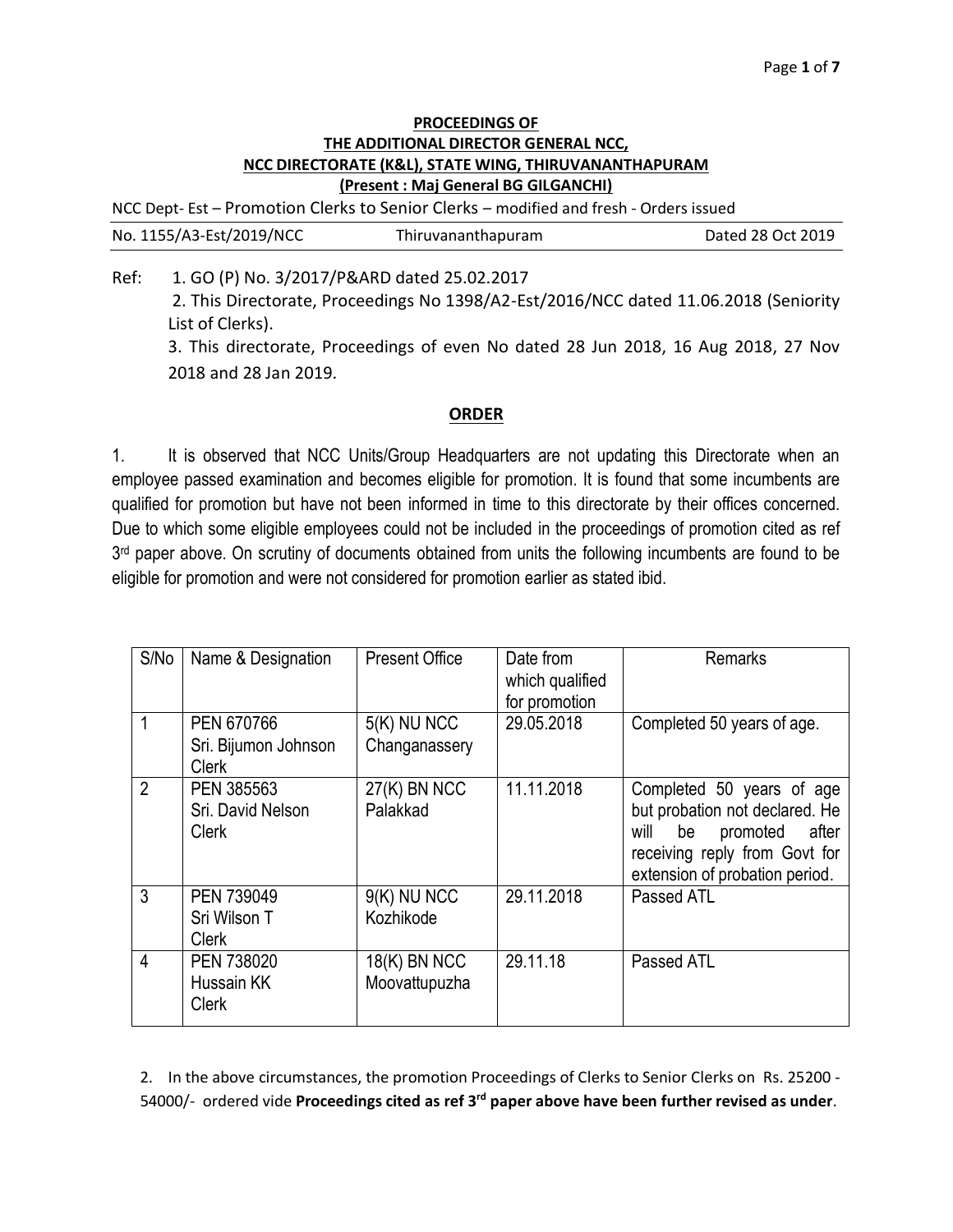**PROCEEDINGS OF**
**THE ADDITIONAL DIRECTOR GENERAL NCC,**
**NCC DIRECTORATE (K&L), STATE WING, THIRUVANANTHAPURAM**
**(Present : Maj General BG GILGANCHI)**

NCC Dept- Est – Promotion Clerks to Senior Clerks – modified and fresh - Orders issued

No. 1155/A3-Est/2019/NCC Thiruvananthapuram Dated 28 Oct 2019

Ref: 1. GO (P) No. 3/2017/P&ARD dated 25.02.2017
2. This Directorate, Proceedings No 1398/A2-Est/2016/NCC dated 11.06.2018 (Seniority List of Clerks).
3. This directorate, Proceedings of even No dated 28 Jun 2018, 16 Aug 2018, 27 Nov 2018 and 28 Jan 2019.

**ORDER**

1. It is observed that NCC Units/Group Headquarters are not updating this Directorate when an employee passed examination and becomes eligible for promotion. It is found that some incumbents are qualified for promotion but have not been informed in time to this directorate by their offices concerned. Due to which some eligible employees could not be included in the proceedings of promotion cited as ref 3rd paper above. On scrutiny of documents obtained from units the following incumbents are found to be eligible for promotion and were not considered for promotion earlier as stated ibid.

| S/No | Name & Designation | Present Office | Date from which qualified for promotion | Remarks |
|---|---|---|---|---|
| 1 | PEN 670766<br>Sri. Bijumon Johnson<br>Clerk | 5(K) NU NCC Changanassery | 29.05.2018 | Completed 50 years of age. |
| 2 | PEN 385563<br>Sri. David Nelson<br>Clerk | 27(K) BN NCC Palakkad | 11.11.2018 | Completed 50 years of age but probation not declared. He will be promoted after receiving reply from Govt for extension of probation period. |
| 3 | PEN 739049<br>Sri Wilson T<br>Clerk | 9(K) NU NCC Kozhikode | 29.11.2018 | Passed ATL |
| 4 | PEN 738020<br>Hussain KK<br>Clerk | 18(K) BN NCC Moovattupuzha | 29.11.18 | Passed ATL |

2. In the above circumstances, the promotion Proceedings of Clerks to Senior Clerks on Rs. 25200 - 54000/- ordered vide **Proceedings cited as ref 3rd paper above have been further revised as under**.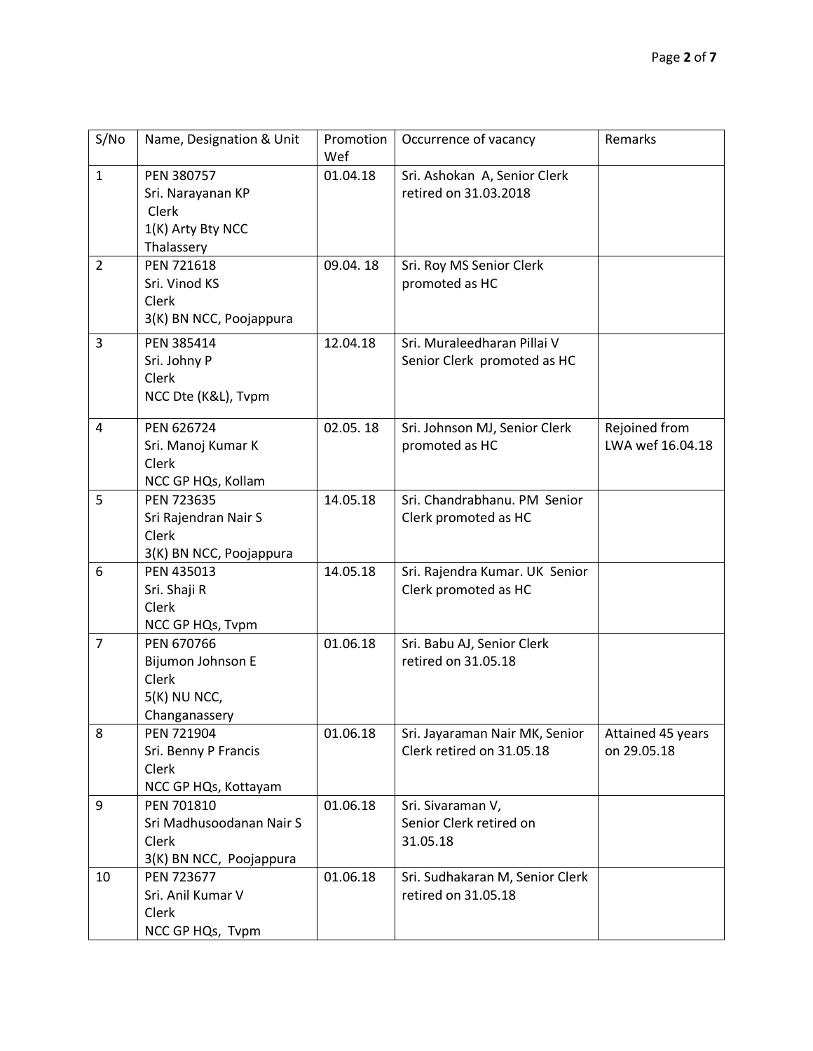| S/No | Name, Designation & Unit | Promotion Wef | Occurrence of vacancy | Remarks |
|---|---|---|---|---|
| 1 | PEN 380757<br>Sri. Narayanan KP<br>Clerk<br>1(K) Arty Bty NCC<br>Thalassery | 01.04.18 | Sri. Ashokan A, Senior Clerk retired on 31.03.2018 | |
| 2 | PEN 721618<br>Sri. Vinod KS<br>Clerk<br>3(K) BN NCC, Poojappura | 09.04. 18 | Sri. Roy MS Senior Clerk promoted as HC | |
| 3 | PEN 385414<br>Sri. Johny P<br>Clerk<br>NCC Dte (K&L), Tvpm | 12.04.18 | Sri. Muraleedharan Pillai V Senior Clerk promoted as HC | |
| 4 | PEN 626724<br>Sri. Manoj Kumar K<br>Clerk<br>NCC GP HQs, Kollam | 02.05. 18 | Sri. Johnson MJ, Senior Clerk promoted as HC | Rejoined from LWA wef 16.04.18 |
| 5 | PEN 723635<br>Sri Rajendran Nair S<br>Clerk<br>3(K) BN NCC, Poojappura | 14.05.18 | Sri. Chandrabhanu. PM Senior Clerk promoted as HC | |
| 6 | PEN 435013<br>Sri. Shaji R<br>Clerk<br>NCC GP HQs, Tvpm | 14.05.18 | Sri. Rajendra Kumar. UK Senior Clerk promoted as HC | |
| 7 | PEN 670766<br>Bijumon Johnson E<br>Clerk<br>5(K) NU NCC,<br>Changanassery | 01.06.18 | Sri. Babu AJ, Senior Clerk retired on 31.05.18 | |
| 8 | PEN 721904<br>Sri. Benny P Francis<br>Clerk<br>NCC GP HQs, Kottayam | 01.06.18 | Sri. Jayaraman Nair MK, Senior Clerk retired on 31.05.18 | Attained 45 years on 29.05.18 |
| 9 | PEN 701810<br>Sri Madhusoodanan Nair S<br>Clerk<br>3(K) BN NCC, Poojappura | 01.06.18 | Sri. Sivaraman V,<br>Senior Clerk retired on 31.05.18 | |
| 10 | PEN 723677<br>Sri. Anil Kumar V<br>Clerk<br>NCC GP HQs, Tvpm | 01.06.18 | Sri. Sudhakaran M, Senior Clerk retired on 31.05.18 | |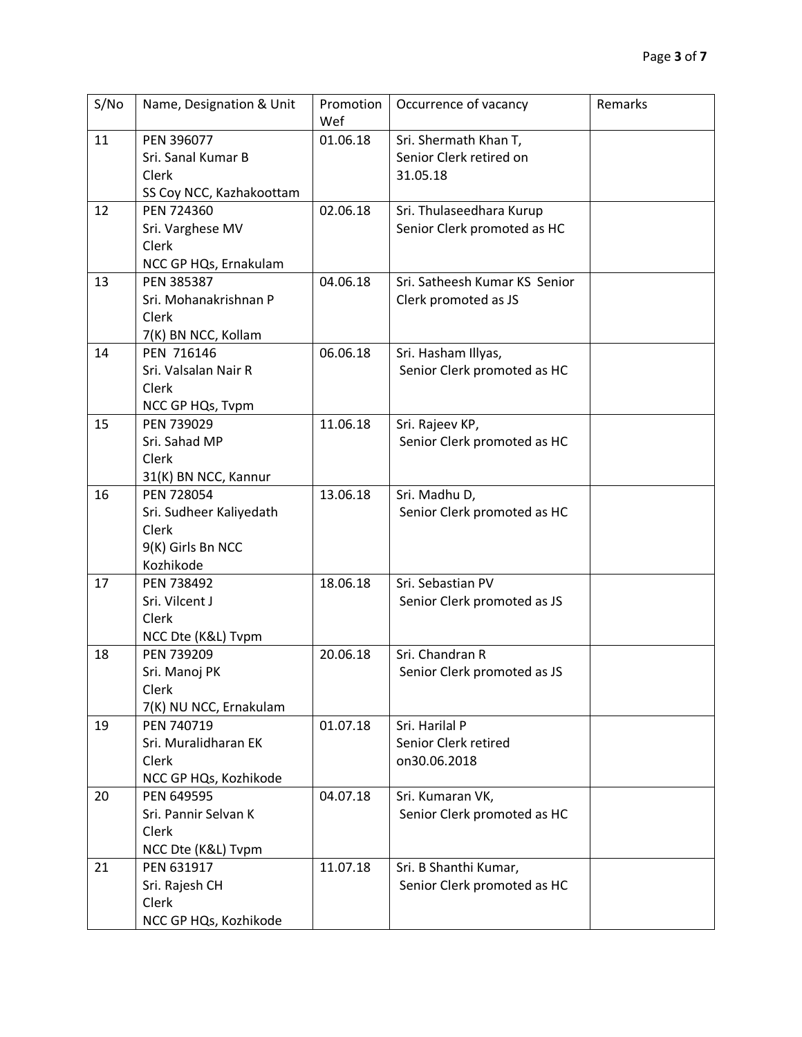| S/No | Name, Designation & Unit | Promotion Wef | Occurrence of vacancy | Remarks |
|---|---|---|---|---|
| 11 | PEN 396077<br>Sri. Sanal Kumar B<br>Clerk<br>SS Coy NCC, Kazhakoottam | 01.06.18 | Sri. Shermath Khan T,<br>Senior Clerk retired on<br>31.05.18 | |
| 12 | PEN 724360<br>Sri. Varghese MV<br>Clerk<br>NCC GP HQs, Ernakulam | 02.06.18 | Sri. Thulaseedhara Kurup<br>Senior Clerk promoted as HC | |
| 13 | PEN 385387<br>Sri. Mohanakrishnan P<br>Clerk<br>7(K) BN NCC, Kollam | 04.06.18 | Sri. Satheesh Kumar KS Senior Clerk promoted as JS | |
| 14 | PEN 716146<br>Sri. Valsalan Nair R<br>Clerk<br>NCC GP HQs, Tvpm | 06.06.18 | Sri. Hasham Illyas,<br>Senior Clerk promoted as HC | |
| 15 | PEN 739029<br>Sri. Sahad MP<br>Clerk<br>31(K) BN NCC, Kannur | 11.06.18 | Sri. Rajeev KP,<br>Senior Clerk promoted as HC | |
| 16 | PEN 728054<br>Sri. Sudheer Kaliyedath<br>Clerk<br>9(K) Girls Bn NCC<br>Kozhikode | 13.06.18 | Sri. Madhu D,<br>Senior Clerk promoted as HC | |
| 17 | PEN 738492<br>Sri. Vilcent J<br>Clerk<br>NCC Dte (K&L) Tvpm | 18.06.18 | Sri. Sebastian PV<br>Senior Clerk promoted as JS | |
| 18 | PEN 739209<br>Sri. Manoj PK<br>Clerk<br>7(K) NU NCC, Ernakulam | 20.06.18 | Sri. Chandran R<br>Senior Clerk promoted as JS | |
| 19 | PEN 740719<br>Sri. Muralidharan EK<br>Clerk<br>NCC GP HQs, Kozhikode | 01.07.18 | Sri. Harilal P<br>Senior Clerk retired<br>on30.06.2018 | |
| 20 | PEN 649595<br>Sri. Pannir Selvan K<br>Clerk<br>NCC Dte (K&L) Tvpm | 04.07.18 | Sri. Kumaran VK,<br>Senior Clerk promoted as HC | |
| 21 | PEN 631917<br>Sri. Rajesh CH<br>Clerk<br>NCC GP HQs, Kozhikode | 11.07.18 | Sri. B Shanthi Kumar,<br>Senior Clerk promoted as HC | |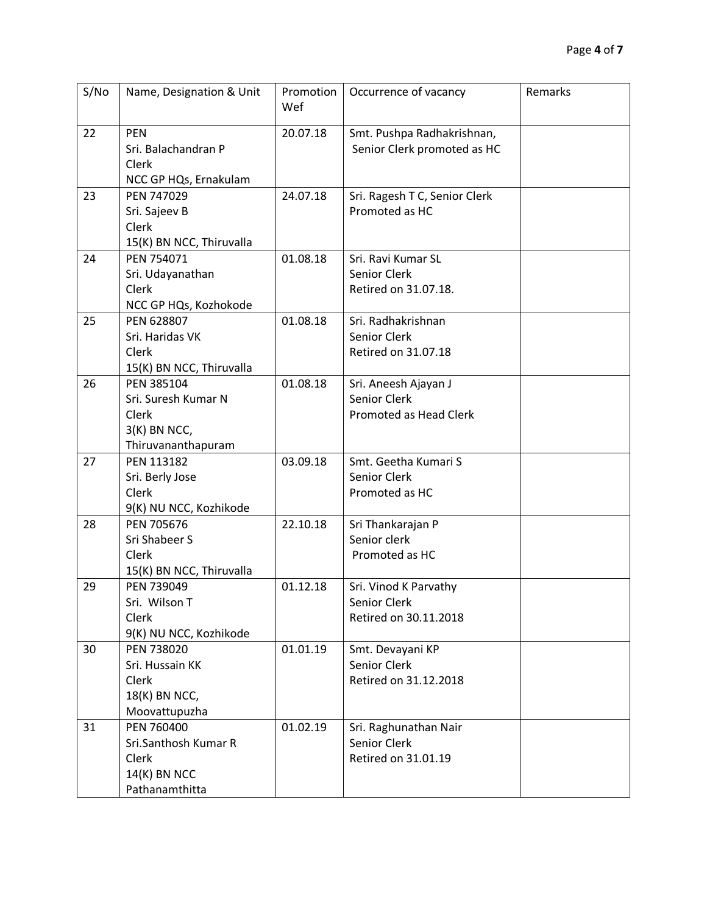| S/No | Name, Designation & Unit | Promotion Wef | Occurrence of vacancy | Remarks |
|---|---|---|---|---|
| 22 | PEN<br>Sri. Balachandran P<br>Clerk<br>NCC GP HQs, Ernakulam | 20.07.18 | Smt. Pushpa Radhakrishnan, Senior Clerk promoted as HC | |
| 23 | PEN 747029<br>Sri. Sajeev B<br>Clerk<br>15(K) BN NCC, Thiruvalla | 24.07.18 | Sri. Ragesh T C, Senior Clerk Promoted as HC | |
| 24 | PEN 754071<br>Sri. Udayanathan<br>Clerk<br>NCC GP HQs, Kozhokode | 01.08.18 | Sri. Ravi Kumar SL<br>Senior Clerk<br>Retired on 31.07.18. | |
| 25 | PEN 628807<br>Sri. Haridas VK<br>Clerk<br>15(K) BN NCC, Thiruvalla | 01.08.18 | Sri. Radhakrishnan<br>Senior Clerk<br>Retired on 31.07.18 | |
| 26 | PEN 385104<br>Sri. Suresh Kumar N<br>Clerk<br>3(K) BN NCC, Thiruvananthapuram | 01.08.18 | Sri. Aneesh Ajayan J<br>Senior Clerk<br>Promoted as Head Clerk | |
| 27 | PEN 113182<br>Sri. Berly Jose<br>Clerk<br>9(K) NU NCC, Kozhikode | 03.09.18 | Smt. Geetha Kumari S<br>Senior Clerk<br>Promoted as HC | |
| 28 | PEN 705676<br>Sri Shabeer S<br>Clerk<br>15(K) BN NCC, Thiruvalla | 22.10.18 | Sri Thankarajan P<br>Senior clerk<br>Promoted as HC | |
| 29 | PEN 739049<br>Sri. Wilson T<br>Clerk<br>9(K) NU NCC, Kozhikode | 01.12.18 | Sri. Vinod K Parvathy<br>Senior Clerk<br>Retired on 30.11.2018 | |
| 30 | PEN 738020<br>Sri. Hussain KK<br>Clerk<br>18(K) BN NCC, Moovattupuzha | 01.01.19 | Smt. Devayani KP<br>Senior Clerk<br>Retired on 31.12.2018 | |
| 31 | PEN 760400<br>Sri.Santhosh Kumar R<br>Clerk<br>14(K) BN NCC Pathanamthitta | 01.02.19 | Sri. Raghunathan Nair<br>Senior Clerk<br>Retired on 31.01.19 | |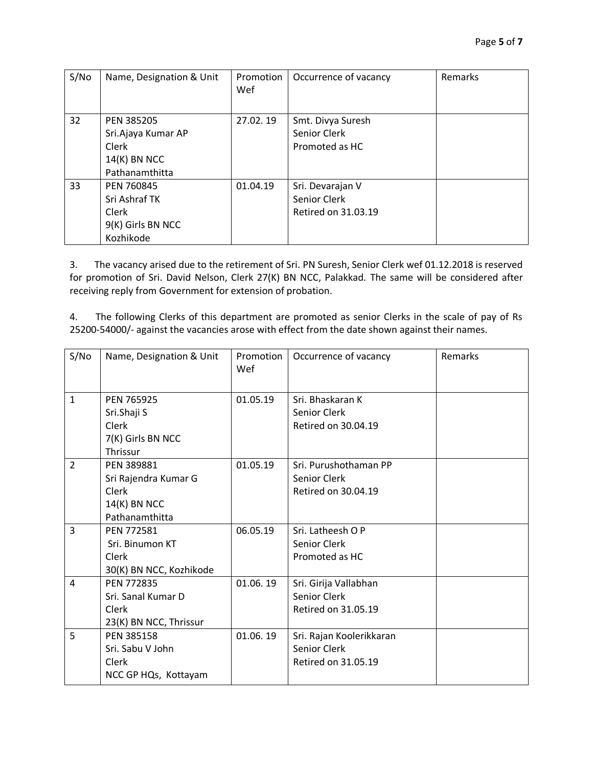| S/No | Name, Designation & Unit | Promotion Wef | Occurrence of vacancy | Remarks |
|---|---|---|---|---|
| 32 | PEN 385205<br>Sri.Ajaya Kumar AP<br>Clerk<br>14(K) BN NCC<br>Pathanamthitta | 27.02. 19 | Smt. Divya Suresh<br>Senior Clerk<br>Promoted as HC | |
| 33 | PEN 760845<br>Sri Ashraf TK<br>Clerk<br>9(K) Girls BN NCC<br>Kozhikode | 01.04.19 | Sri. Devarajan V<br>Senior Clerk<br>Retired on 31.03.19 | |

3. The vacancy arised due to the retirement of Sri. PN Suresh, Senior Clerk wef 01.12.2018 is reserved for promotion of Sri. David Nelson, Clerk 27(K) BN NCC, Palakkad. The same will be considered after receiving reply from Government for extension of probation.

4. The following Clerks of this department are promoted as senior Clerks in the scale of pay of Rs 25200-54000/- against the vacancies arose with effect from the date shown against their names.

| S/No | Name, Designation & Unit | Promotion Wef | Occurrence of vacancy | Remarks |
|---|---|---|---|---|
| 1 | PEN 765925<br>Sri.Shaji S<br>Clerk<br>7(K) Girls BN NCC<br>Thrissur | 01.05.19 | Sri. Bhaskaran K<br>Senior Clerk<br>Retired on 30.04.19 | |
| 2 | PEN 389881<br>Sri Rajendra Kumar G<br>Clerk<br>14(K) BN NCC<br>Pathanamthitta | 01.05.19 | Sri. Purushothaman PP<br>Senior Clerk<br>Retired on 30.04.19 | |
| 3 | PEN 772581<br>Sri. Binumon KT<br>Clerk<br>30(K) BN NCC, Kozhikode | 06.05.19 | Sri. Latheesh O P<br>Senior Clerk<br>Promoted as HC | |
| 4 | PEN 772835<br>Sri. Sanal Kumar D<br>Clerk<br>23(K) BN NCC, Thrissur | 01.06. 19 | Sri. Girija Vallabhan<br>Senior Clerk<br>Retired on 31.05.19 | |
| 5 | PEN 385158<br>Sri. Sabu V John<br>Clerk<br>NCC GP HQs, Kottayam | 01.06. 19 | Sri. Rajan Koolerikkaran<br>Senior Clerk<br>Retired on 31.05.19 | |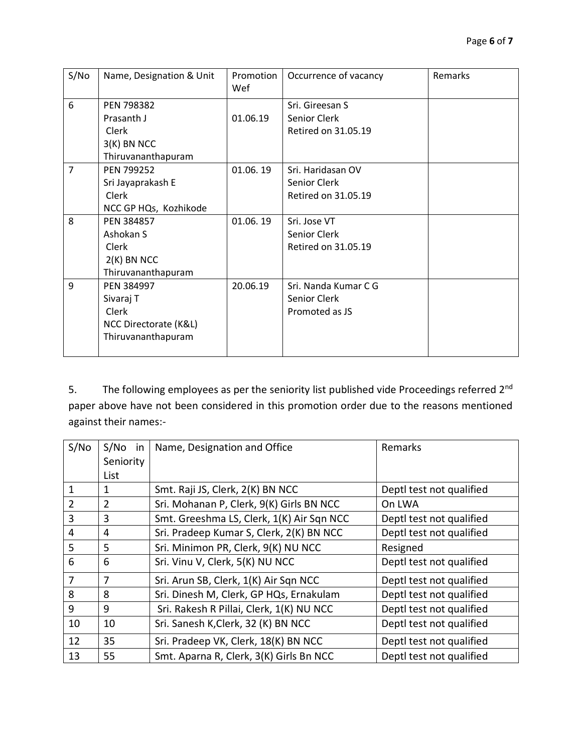| S/No | Name, Designation & Unit | Promotion Wef | Occurrence of vacancy | Remarks |
|---|---|---|---|---|
| 6 | PEN 798382<br>Prasanth J<br>Clerk<br>3(K) BN NCC<br>Thiruvananthapuram | 01.06.19 | Sri. Gireesan S<br>Senior Clerk<br>Retired on 31.05.19 | |
| 7 | PEN 799252<br>Sri Jayaprakash E<br>Clerk<br>NCC GP HQs, Kozhikode | 01.06. 19 | Sri. Haridasan OV<br>Senior Clerk<br>Retired on 31.05.19 | |
| 8 | PEN 384857<br>Ashokan S<br>Clerk<br>2(K) BN NCC<br>Thiruvananthapuram | 01.06. 19 | Sri. Jose VT<br>Senior Clerk<br>Retired on 31.05.19 | |
| 9 | PEN 384997<br>Sivaraj T<br>Clerk<br>NCC Directorate (K&L)<br>Thiruvananthapuram | 20.06.19 | Sri. Nanda Kumar C G<br>Senior Clerk<br>Promoted as JS | |

5. The following employees as per the seniority list published vide Proceedings referred 2nd paper above have not been considered in this promotion order due to the reasons mentioned against their names:-

| S/No | S/No in Seniority List | Name, Designation and Office | Remarks |
|---|---|---|---|
| 1 | 1 | Smt. Raji JS, Clerk, 2(K) BN NCC | Deptl test not qualified |
| 2 | 2 | Sri. Mohanan P, Clerk, 9(K) Girls BN NCC | On LWA |
| 3 | 3 | Smt. Greeshma LS, Clerk, 1(K) Air Sqn NCC | Deptl test not qualified |
| 4 | 4 | Sri. Pradeep Kumar S, Clerk, 2(K) BN NCC | Deptl test not qualified |
| 5 | 5 | Sri. Minimon PR, Clerk, 9(K) NU NCC | Resigned |
| 6 | 6 | Sri. Vinu V, Clerk, 5(K) NU NCC | Deptl test not qualified |
| 7 | 7 | Sri. Arun SB, Clerk, 1(K) Air Sqn NCC | Deptl test not qualified |
| 8 | 8 | Sri. Dinesh M, Clerk, GP HQs, Ernakulam | Deptl test not qualified |
| 9 | 9 | Sri. Rakesh R Pillai, Clerk, 1(K) NU NCC | Deptl test not qualified |
| 10 | 10 | Sri. Sanesh K,Clerk, 32 (K) BN NCC | Deptl test not qualified |
| 12 | 35 | Sri. Pradeep VK, Clerk, 18(K) BN NCC | Deptl test not qualified |
| 13 | 55 | Smt. Aparna R, Clerk, 3(K) Girls Bn NCC | Deptl test not qualified |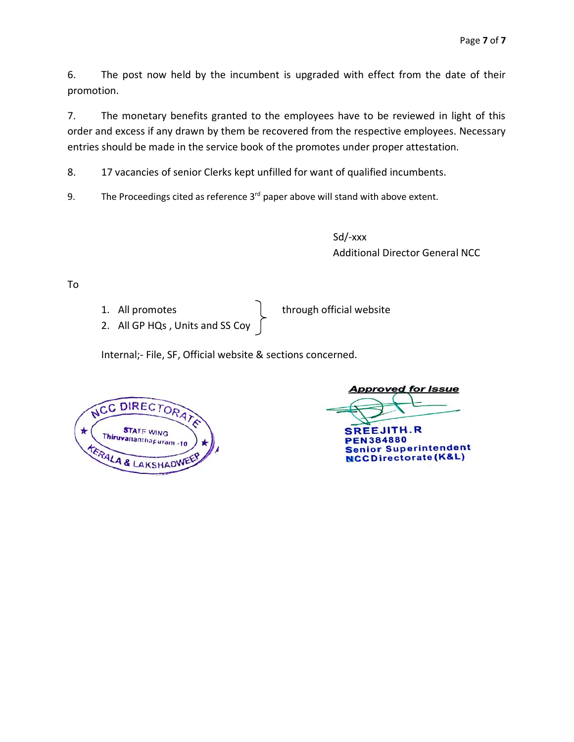6. The post now held by the incumbent is upgraded with effect from the date of their promotion.

7. The monetary benefits granted to the employees have to be reviewed in light of this order and excess if any drawn by them be recovered from the respective employees. Necessary entries should be made in the service book of the promotes under proper attestation.

8. 17 vacancies of senior Clerks kept unfilled for want of qualified incumbents.

9. The Proceedings cited as reference 3rd paper above will stand with above extent.

Sd/-xxx
Additional Director General NCC

To

1. All promotes
2. All GP HQs , Units and SS Coy

} through official website

Internal;- File, SF, Official website & sections concerned.

NCC DIRECTORATE
STATE WING
Thiruvananthapuram -10
KERALA & LAKSHADWEEP

***Approved for Issue***

**SREEJITH.R**
**PEN384880**
**Senior Superintendent**
**NCC Directorate (K&L)**